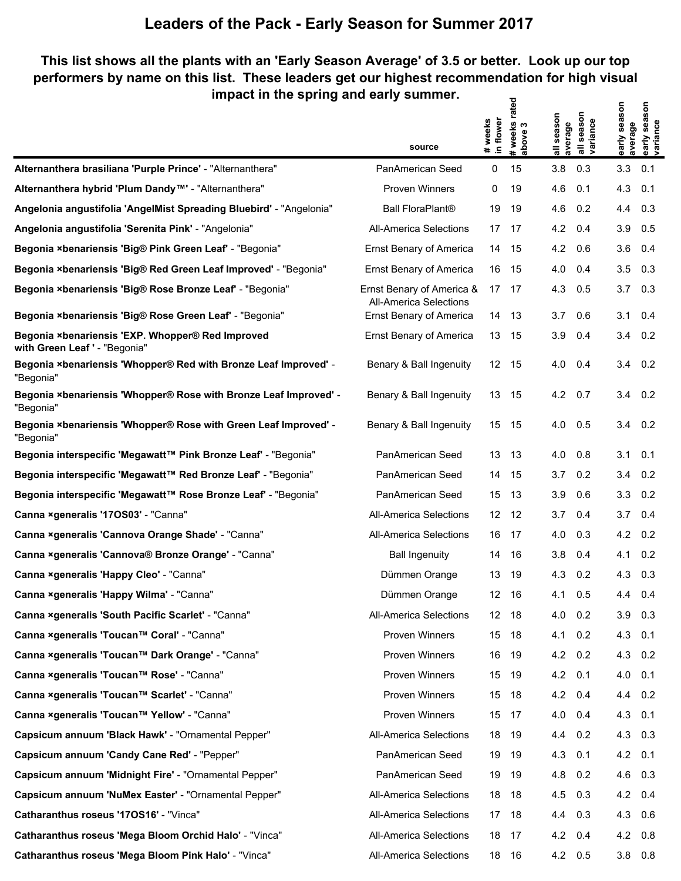# Leaders of the Pack - Early Season for Summer 2017

**This list shows all the plants with an 'Early Season Average' of 3.5 or better. Look up our top performers by name on this list. These leaders get our highest recommendation for high visual impact in the spring and early summer.**

| | source | # weeks in flower | # weeks rated above 3 | all season average | all season variance | early season average | early season variance |
|---|---|---|---|---|---|---|---|
| **Alternanthera brasiliana 'Purple Prince'** - "Alternanthera" | PanAmerican Seed | 0 | 15 | 3.8 | 0.3 | 3.3 | 0.1 |
| **Alternanthera hybrid 'Plum Dandy™'** - "Alternanthera" | Proven Winners | 0 | 19 | 4.6 | 0.1 | 4.3 | 0.1 |
| **Angelonia angustifolia 'AngelMist Spreading Bluebird'** - "Angelonia" | Ball FloraPlant® | 19 | 19 | 4.6 | 0.2 | 4.4 | 0.3 |
| **Angelonia angustifolia 'Serenita Pink'** - "Angelonia" | All-America Selections | 17 | 17 | 4.2 | 0.4 | 3.9 | 0.5 |
| **Begonia ×benariensis 'Big® Pink Green Leaf'** - "Begonia" | Ernst Benary of America | 14 | 15 | 4.2 | 0.6 | 3.6 | 0.4 |
| **Begonia ×benariensis 'Big® Red Green Leaf Improved'** - "Begonia" | Ernst Benary of America | 16 | 15 | 4.0 | 0.4 | 3.5 | 0.3 |
| **Begonia ×benariensis 'Big® Rose Bronze Leaf'** - "Begonia" | Ernst Benary of America & All-America Selections | 17 | 17 | 4.3 | 0.5 | 3.7 | 0.3 |
| **Begonia ×benariensis 'Big® Rose Green Leaf'** - "Begonia" | Ernst Benary of America | 14 | 13 | 3.7 | 0.6 | 3.1 | 0.4 |
| **Begonia ×benariensis 'EXP. Whopper® Red Improved with Green Leaf '** - "Begonia" | Ernst Benary of America | 13 | 15 | 3.9 | 0.4 | 3.4 | 0.2 |
| **Begonia ×benariensis 'Whopper® Red with Bronze Leaf Improved'** - "Begonia" | Benary & Ball Ingenuity | 12 | 15 | 4.0 | 0.4 | 3.4 | 0.2 |
| **Begonia ×benariensis 'Whopper® Rose with Bronze Leaf Improved'** - "Begonia" | Benary & Ball Ingenuity | 13 | 15 | 4.2 | 0.7 | 3.4 | 0.2 |
| **Begonia ×benariensis 'Whopper® Rose with Green Leaf Improved'** - "Begonia" | Benary & Ball Ingenuity | 15 | 15 | 4.0 | 0.5 | 3.4 | 0.2 |
| **Begonia interspecific 'Megawatt™ Pink Bronze Leaf'** - "Begonia" | PanAmerican Seed | 13 | 13 | 4.0 | 0.8 | 3.1 | 0.1 |
| **Begonia interspecific 'Megawatt™ Red Bronze Leaf'** - "Begonia" | PanAmerican Seed | 14 | 15 | 3.7 | 0.2 | 3.4 | 0.2 |
| **Begonia interspecific 'Megawatt™ Rose Bronze Leaf'** - "Begonia" | PanAmerican Seed | 15 | 13 | 3.9 | 0.6 | 3.3 | 0.2 |
| **Canna ×generalis '17OS03'** - "Canna" | All-America Selections | 12 | 12 | 3.7 | 0.4 | 3.7 | 0.4 |
| **Canna ×generalis 'Cannova Orange Shade'** - "Canna" | All-America Selections | 16 | 17 | 4.0 | 0.3 | 4.2 | 0.2 |
| **Canna ×generalis 'Cannova® Bronze Orange'** - "Canna" | Ball Ingenuity | 14 | 16 | 3.8 | 0.4 | 4.1 | 0.2 |
| **Canna ×generalis 'Happy Cleo'** - "Canna" | Dümmen Orange | 13 | 19 | 4.3 | 0.2 | 4.3 | 0.3 |
| **Canna ×generalis 'Happy Wilma'** - "Canna" | Dümmen Orange | 12 | 16 | 4.1 | 0.5 | 4.4 | 0.4 |
| **Canna ×generalis 'South Pacific Scarlet'** - "Canna" | All-America Selections | 12 | 18 | 4.0 | 0.2 | 3.9 | 0.3 |
| **Canna ×generalis 'Toucan™ Coral'** - "Canna" | Proven Winners | 15 | 18 | 4.1 | 0.2 | 4.3 | 0.1 |
| **Canna ×generalis 'Toucan™ Dark Orange'** - "Canna" | Proven Winners | 16 | 19 | 4.2 | 0.2 | 4.3 | 0.2 |
| **Canna ×generalis 'Toucan™ Rose'** - "Canna" | Proven Winners | 15 | 19 | 4.2 | 0.1 | 4.0 | 0.1 |
| **Canna ×generalis 'Toucan™ Scarlet'** - "Canna" | Proven Winners | 15 | 18 | 4.2 | 0.4 | 4.4 | 0.2 |
| **Canna ×generalis 'Toucan™ Yellow'** - "Canna" | Proven Winners | 15 | 17 | 4.0 | 0.4 | 4.3 | 0.1 |
| **Capsicum annuum 'Black Hawk'** - "Ornamental Pepper" | All-America Selections | 18 | 19 | 4.4 | 0.2 | 4.3 | 0.3 |
| **Capsicum annuum 'Candy Cane Red'** - "Pepper" | PanAmerican Seed | 19 | 19 | 4.3 | 0.1 | 4.2 | 0.1 |
| **Capsicum annuum 'Midnight Fire'** - "Ornamental Pepper" | PanAmerican Seed | 19 | 19 | 4.8 | 0.2 | 4.6 | 0.3 |
| **Capsicum annuum 'NuMex Easter'** - "Ornamental Pepper" | All-America Selections | 18 | 18 | 4.5 | 0.3 | 4.2 | 0.4 |
| **Catharanthus roseus '17OS16'** - "Vinca" | All-America Selections | 17 | 18 | 4.4 | 0.3 | 4.3 | 0.6 |
| **Catharanthus roseus 'Mega Bloom Orchid Halo'** - "Vinca" | All-America Selections | 18 | 17 | 4.2 | 0.4 | 4.2 | 0.8 |
| **Catharanthus roseus 'Mega Bloom Pink Halo'** - "Vinca" | All-America Selections | 18 | 16 | 4.2 | 0.5 | 3.8 | 0.8 |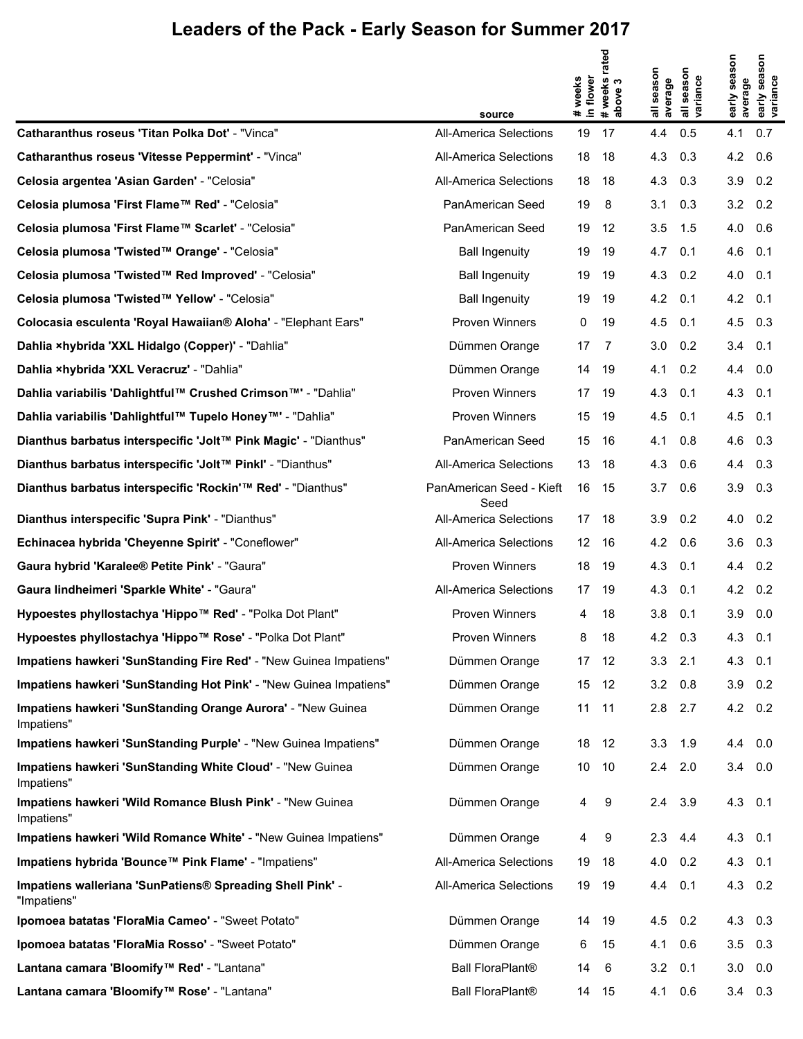# Leaders of the Pack - Early Season for Summer 2017

| | source | # weeks in flower | # weeks rated above 3 | all season average | all season variance | early season average | early season variance |
|---|---|---|---|---|---|---|---|
| **Catharanthus roseus 'Titan Polka Dot'** - "Vinca" | All-America Selections | 19 | 17 | 4.4 | 0.5 | 4.1 | 0.7 |
| **Catharanthus roseus 'Vitesse Peppermint'** - "Vinca" | All-America Selections | 18 | 18 | 4.3 | 0.3 | 4.2 | 0.6 |
| **Celosia argentea 'Asian Garden'** - "Celosia" | All-America Selections | 18 | 18 | 4.3 | 0.3 | 3.9 | 0.2 |
| **Celosia plumosa 'First Flame™ Red'** - "Celosia" | PanAmerican Seed | 19 | 8 | 3.1 | 0.3 | 3.2 | 0.2 |
| **Celosia plumosa 'First Flame™ Scarlet'** - "Celosia" | PanAmerican Seed | 19 | 12 | 3.5 | 1.5 | 4.0 | 0.6 |
| **Celosia plumosa 'Twisted™ Orange'** - "Celosia" | Ball Ingenuity | 19 | 19 | 4.7 | 0.1 | 4.6 | 0.1 |
| **Celosia plumosa 'Twisted™ Red Improved'** - "Celosia" | Ball Ingenuity | 19 | 19 | 4.3 | 0.2 | 4.0 | 0.1 |
| **Celosia plumosa 'Twisted™ Yellow'** - "Celosia" | Ball Ingenuity | 19 | 19 | 4.2 | 0.1 | 4.2 | 0.1 |
| **Colocasia esculenta 'Royal Hawaiian® Aloha'** - "Elephant Ears" | Proven Winners | 0 | 19 | 4.5 | 0.1 | 4.5 | 0.3 |
| **Dahlia ×hybrida 'XXL Hidalgo (Copper)'** - "Dahlia" | Dümmen Orange | 17 | 7 | 3.0 | 0.2 | 3.4 | 0.1 |
| **Dahlia ×hybrida 'XXL Veracruz'** - "Dahlia" | Dümmen Orange | 14 | 19 | 4.1 | 0.2 | 4.4 | 0.0 |
| **Dahlia variabilis 'Dahlightful™ Crushed Crimson™'** - "Dahlia" | Proven Winners | 17 | 19 | 4.3 | 0.1 | 4.3 | 0.1 |
| **Dahlia variabilis 'Dahlightful™ Tupelo Honey™'** - "Dahlia" | Proven Winners | 15 | 19 | 4.5 | 0.1 | 4.5 | 0.1 |
| **Dianthus barbatus interspecific 'Jolt™ Pink Magic'** - "Dianthus" | PanAmerican Seed | 15 | 16 | 4.1 | 0.8 | 4.6 | 0.3 |
| **Dianthus barbatus interspecific 'Jolt™ PinkI'** - "Dianthus" | All-America Selections | 13 | 18 | 4.3 | 0.6 | 4.4 | 0.3 |
| **Dianthus barbatus interspecific 'Rockin'™ Red'** - "Dianthus" | PanAmerican Seed - Kieft Seed | 16 | 15 | 3.7 | 0.6 | 3.9 | 0.3 |
| **Dianthus interspecific 'Supra Pink'** - "Dianthus" | All-America Selections | 17 | 18 | 3.9 | 0.2 | 4.0 | 0.2 |
| **Echinacea hybrida 'Cheyenne Spirit'** - "Coneflower" | All-America Selections | 12 | 16 | 4.2 | 0.6 | 3.6 | 0.3 |
| **Gaura hybrid 'Karalee® Petite Pink'** - "Gaura" | Proven Winners | 18 | 19 | 4.3 | 0.1 | 4.4 | 0.2 |
| **Gaura lindheimeri 'Sparkle White'** - "Gaura" | All-America Selections | 17 | 19 | 4.3 | 0.1 | 4.2 | 0.2 |
| **Hypoestes phyllostachya 'Hippo™ Red'** - "Polka Dot Plant" | Proven Winners | 4 | 18 | 3.8 | 0.1 | 3.9 | 0.0 |
| **Hypoestes phyllostachya 'Hippo™ Rose'** - "Polka Dot Plant" | Proven Winners | 8 | 18 | 4.2 | 0.3 | 4.3 | 0.1 |
| **Impatiens hawkeri 'SunStanding Fire Red'** - "New Guinea Impatiens" | Dümmen Orange | 17 | 12 | 3.3 | 2.1 | 4.3 | 0.1 |
| **Impatiens hawkeri 'SunStanding Hot Pink'** - "New Guinea Impatiens" | Dümmen Orange | 15 | 12 | 3.2 | 0.8 | 3.9 | 0.2 |
| **Impatiens hawkeri 'SunStanding Orange Aurora'** - "New Guinea Impatiens" | Dümmen Orange | 11 | 11 | 2.8 | 2.7 | 4.2 | 0.2 |
| **Impatiens hawkeri 'SunStanding Purple'** - "New Guinea Impatiens" | Dümmen Orange | 18 | 12 | 3.3 | 1.9 | 4.4 | 0.0 |
| **Impatiens hawkeri 'SunStanding White Cloud'** - "New Guinea Impatiens" | Dümmen Orange | 10 | 10 | 2.4 | 2.0 | 3.4 | 0.0 |
| **Impatiens hawkeri 'Wild Romance Blush Pink'** - "New Guinea Impatiens" | Dümmen Orange | 4 | 9 | 2.4 | 3.9 | 4.3 | 0.1 |
| **Impatiens hawkeri 'Wild Romance White'** - "New Guinea Impatiens" | Dümmen Orange | 4 | 9 | 2.3 | 4.4 | 4.3 | 0.1 |
| **Impatiens hybrida 'Bounce™ Pink Flame'** - "Impatiens" | All-America Selections | 19 | 18 | 4.0 | 0.2 | 4.3 | 0.1 |
| **Impatiens walleriana 'SunPatiens® Spreading Shell Pink'** - "Impatiens" | All-America Selections | 19 | 19 | 4.4 | 0.1 | 4.3 | 0.2 |
| **Ipomoea batatas 'FloraMia Cameo'** - "Sweet Potato" | Dümmen Orange | 14 | 19 | 4.5 | 0.2 | 4.3 | 0.3 |
| **Ipomoea batatas 'FloraMia Rosso'** - "Sweet Potato" | Dümmen Orange | 6 | 15 | 4.1 | 0.6 | 3.5 | 0.3 |
| **Lantana camara 'Bloomify™ Red'** - "Lantana" | Ball FloraPlant® | 14 | 6 | 3.2 | 0.1 | 3.0 | 0.0 |
| **Lantana camara 'Bloomify™ Rose'** - "Lantana" | Ball FloraPlant® | 14 | 15 | 4.1 | 0.6 | 3.4 | 0.3 |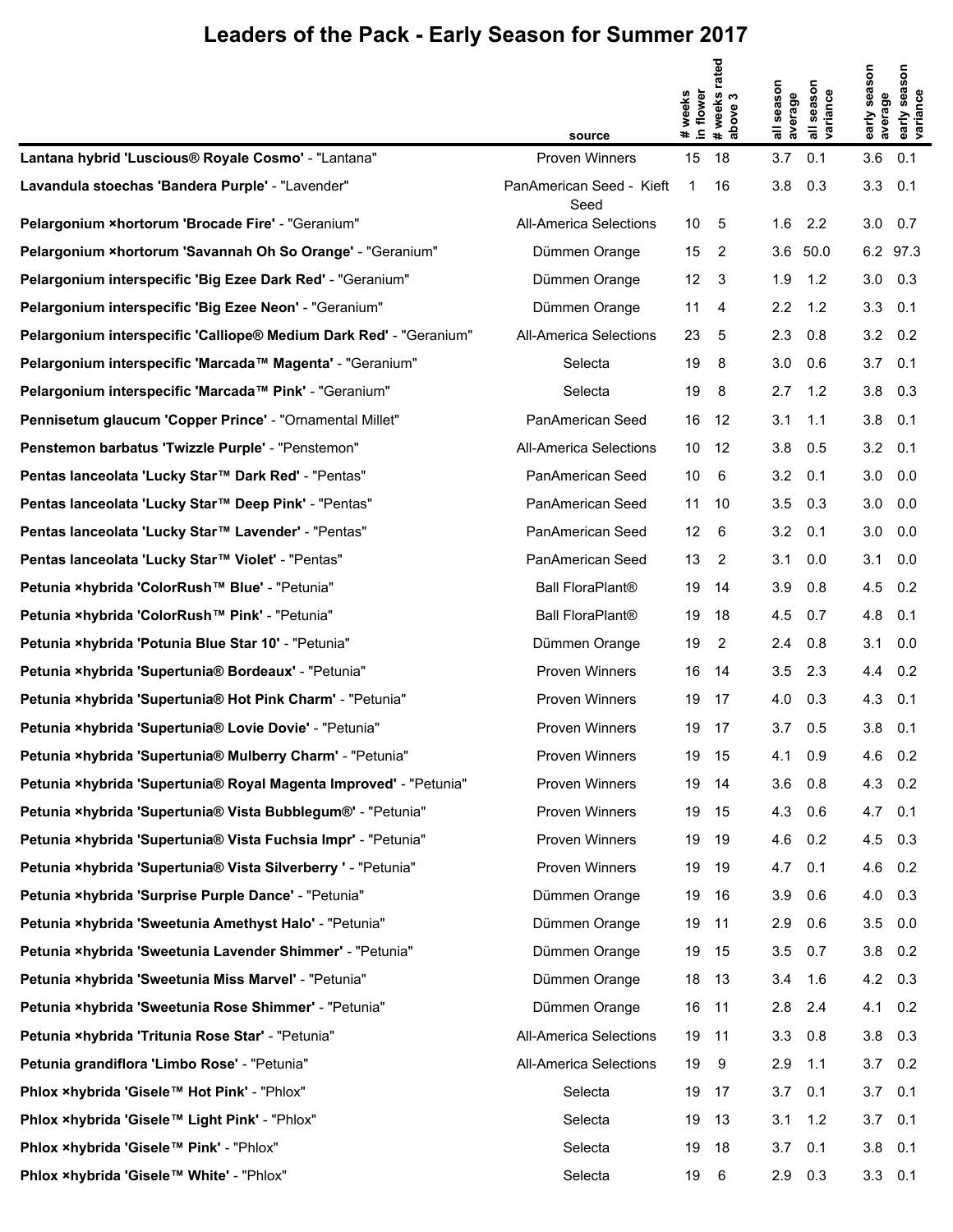# Leaders of the Pack - Early Season for Summer 2017

| | source | # weeks in flower | # weeks rated above 3 | all season average | all season variance | early season average | early season variance |
|---|---|---|---|---|---|---|---|
| **Lantana hybrid 'Luscious® Royale Cosmo'** - "Lantana" | Proven Winners | 15 | 18 | 3.7 | 0.1 | 3.6 | 0.1 |
| **Lavandula stoechas 'Bandera Purple'** - "Lavender" | PanAmerican Seed - Kieft Seed | 1 | 16 | 3.8 | 0.3 | 3.3 | 0.1 |
| **Pelargonium ×hortorum 'Brocade Fire'** - "Geranium" | All-America Selections | 10 | 5 | 1.6 | 2.2 | 3.0 | 0.7 |
| **Pelargonium ×hortorum 'Savannah Oh So Orange'** - "Geranium" | Dümmen Orange | 15 | 2 | 3.6 | 50.0 | 6.2 | 97.3 |
| **Pelargonium interspecific 'Big Ezee Dark Red'** - "Geranium" | Dümmen Orange | 12 | 3 | 1.9 | 1.2 | 3.0 | 0.3 |
| **Pelargonium interspecific 'Big Ezee Neon'** - "Geranium" | Dümmen Orange | 11 | 4 | 2.2 | 1.2 | 3.3 | 0.1 |
| **Pelargonium interspecific 'Calliope® Medium Dark Red'** - "Geranium" | All-America Selections | 23 | 5 | 2.3 | 0.8 | 3.2 | 0.2 |
| **Pelargonium interspecific 'Marcada™ Magenta'** - "Geranium" | Selecta | 19 | 8 | 3.0 | 0.6 | 3.7 | 0.1 |
| **Pelargonium interspecific 'Marcada™ Pink'** - "Geranium" | Selecta | 19 | 8 | 2.7 | 1.2 | 3.8 | 0.3 |
| **Pennisetum glaucum 'Copper Prince'** - "Ornamental Millet" | PanAmerican Seed | 16 | 12 | 3.1 | 1.1 | 3.8 | 0.1 |
| **Penstemon barbatus 'Twizzle Purple'** - "Penstemon" | All-America Selections | 10 | 12 | 3.8 | 0.5 | 3.2 | 0.1 |
| **Pentas lanceolata 'Lucky Star™ Dark Red'** - "Pentas" | PanAmerican Seed | 10 | 6 | 3.2 | 0.1 | 3.0 | 0.0 |
| **Pentas lanceolata 'Lucky Star™ Deep Pink'** - "Pentas" | PanAmerican Seed | 11 | 10 | 3.5 | 0.3 | 3.0 | 0.0 |
| **Pentas lanceolata 'Lucky Star™ Lavender'** - "Pentas" | PanAmerican Seed | 12 | 6 | 3.2 | 0.1 | 3.0 | 0.0 |
| **Pentas lanceolata 'Lucky Star™ Violet'** - "Pentas" | PanAmerican Seed | 13 | 2 | 3.1 | 0.0 | 3.1 | 0.0 |
| **Petunia ×hybrida 'ColorRush™ Blue'** - "Petunia" | Ball FloraPlant® | 19 | 14 | 3.9 | 0.8 | 4.5 | 0.2 |
| **Petunia ×hybrida 'ColorRush™ Pink'** - "Petunia" | Ball FloraPlant® | 19 | 18 | 4.5 | 0.7 | 4.8 | 0.1 |
| **Petunia ×hybrida 'Potunia Blue Star 10'** - "Petunia" | Dümmen Orange | 19 | 2 | 2.4 | 0.8 | 3.1 | 0.0 |
| **Petunia ×hybrida 'Supertunia® Bordeaux'** - "Petunia" | Proven Winners | 16 | 14 | 3.5 | 2.3 | 4.4 | 0.2 |
| **Petunia ×hybrida 'Supertunia® Hot Pink Charm'** - "Petunia" | Proven Winners | 19 | 17 | 4.0 | 0.3 | 4.3 | 0.1 |
| **Petunia ×hybrida 'Supertunia® Lovie Dovie'** - "Petunia" | Proven Winners | 19 | 17 | 3.7 | 0.5 | 3.8 | 0.1 |
| **Petunia ×hybrida 'Supertunia® Mulberry Charm'** - "Petunia" | Proven Winners | 19 | 15 | 4.1 | 0.9 | 4.6 | 0.2 |
| **Petunia ×hybrida 'Supertunia® Royal Magenta Improved'** - "Petunia" | Proven Winners | 19 | 14 | 3.6 | 0.8 | 4.3 | 0.2 |
| **Petunia ×hybrida 'Supertunia® Vista Bubblegum®'** - "Petunia" | Proven Winners | 19 | 15 | 4.3 | 0.6 | 4.7 | 0.1 |
| **Petunia ×hybrida 'Supertunia® Vista Fuchsia Impr'** - "Petunia" | Proven Winners | 19 | 19 | 4.6 | 0.2 | 4.5 | 0.3 |
| **Petunia ×hybrida 'Supertunia® Vista Silverberry '** - "Petunia" | Proven Winners | 19 | 19 | 4.7 | 0.1 | 4.6 | 0.2 |
| **Petunia ×hybrida 'Surprise Purple Dance'** - "Petunia" | Dümmen Orange | 19 | 16 | 3.9 | 0.6 | 4.0 | 0.3 |
| **Petunia ×hybrida 'Sweetunia Amethyst Halo'** - "Petunia" | Dümmen Orange | 19 | 11 | 2.9 | 0.6 | 3.5 | 0.0 |
| **Petunia ×hybrida 'Sweetunia Lavender Shimmer'** - "Petunia" | Dümmen Orange | 19 | 15 | 3.5 | 0.7 | 3.8 | 0.2 |
| **Petunia ×hybrida 'Sweetunia Miss Marvel'** - "Petunia" | Dümmen Orange | 18 | 13 | 3.4 | 1.6 | 4.2 | 0.3 |
| **Petunia ×hybrida 'Sweetunia Rose Shimmer'** - "Petunia" | Dümmen Orange | 16 | 11 | 2.8 | 2.4 | 4.1 | 0.2 |
| **Petunia ×hybrida 'Tritunia Rose Star'** - "Petunia" | All-America Selections | 19 | 11 | 3.3 | 0.8 | 3.8 | 0.3 |
| **Petunia grandiflora 'Limbo Rose'** - "Petunia" | All-America Selections | 19 | 9 | 2.9 | 1.1 | 3.7 | 0.2 |
| **Phlox ×hybrida 'Gisele™ Hot Pink'** - "Phlox" | Selecta | 19 | 17 | 3.7 | 0.1 | 3.7 | 0.1 |
| **Phlox ×hybrida 'Gisele™ Light Pink'** - "Phlox" | Selecta | 19 | 13 | 3.1 | 1.2 | 3.7 | 0.1 |
| **Phlox ×hybrida 'Gisele™ Pink'** - "Phlox" | Selecta | 19 | 18 | 3.7 | 0.1 | 3.8 | 0.1 |
| **Phlox ×hybrida 'Gisele™ White'** - "Phlox" | Selecta | 19 | 6 | 2.9 | 0.3 | 3.3 | 0.1 |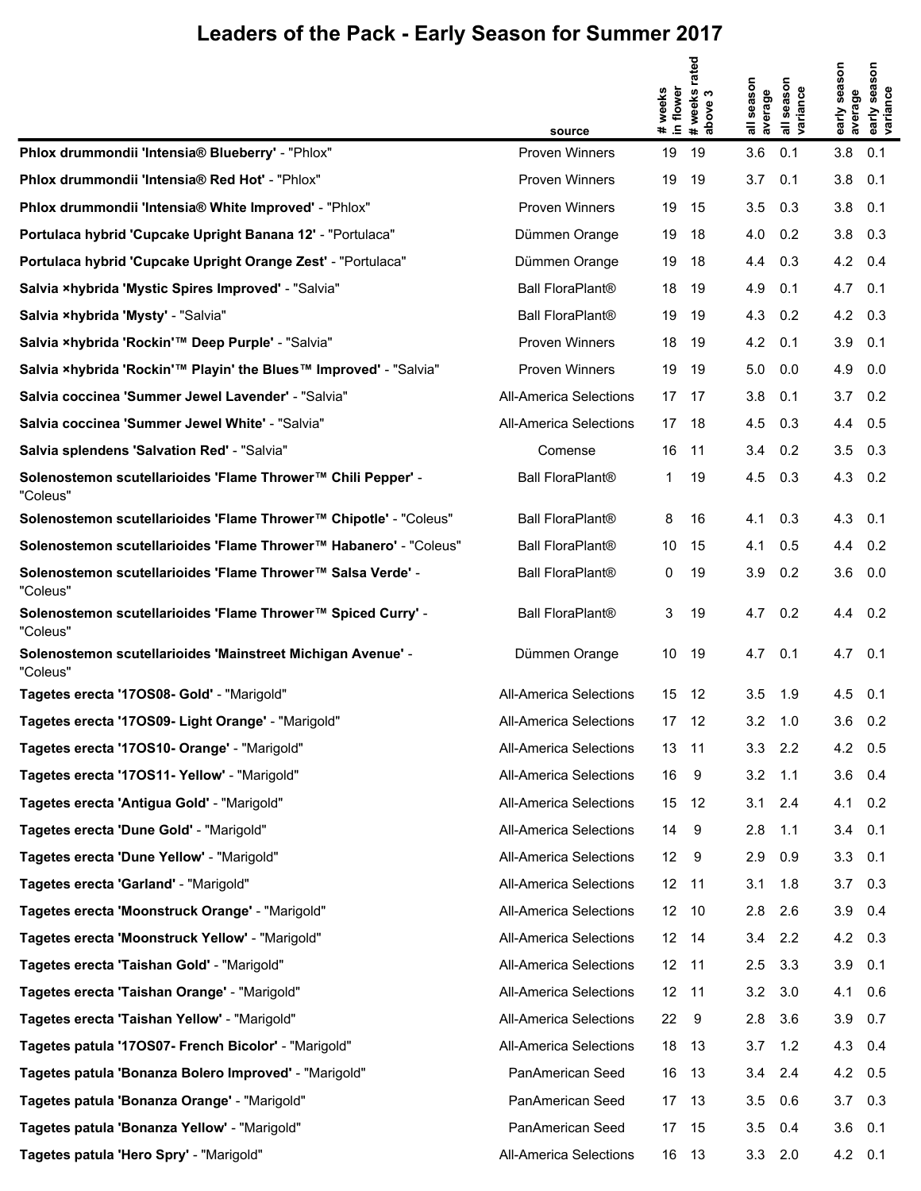# Leaders of the Pack - Early Season for Summer 2017

| | source | # weeks in flower | # weeks rated above 3 | all season average | all season variance | early season average | early season variance |
|---|---|---|---|---|---|---|---|
| **Phlox drummondii 'Intensia® Blueberry'** - "Phlox" | Proven Winners | 19 | 19 | 3.6 | 0.1 | 3.8 | 0.1 |
| **Phlox drummondii 'Intensia® Red Hot'** - "Phlox" | Proven Winners | 19 | 19 | 3.7 | 0.1 | 3.8 | 0.1 |
| **Phlox drummondii 'Intensia® White Improved'** - "Phlox" | Proven Winners | 19 | 15 | 3.5 | 0.3 | 3.8 | 0.1 |
| **Portulaca hybrid 'Cupcake Upright Banana 12'** - "Portulaca" | Dümmen Orange | 19 | 18 | 4.0 | 0.2 | 3.8 | 0.3 |
| **Portulaca hybrid 'Cupcake Upright Orange Zest'** - "Portulaca" | Dümmen Orange | 19 | 18 | 4.4 | 0.3 | 4.2 | 0.4 |
| **Salvia ×hybrida 'Mystic Spires Improved'** - "Salvia" | Ball FloraPlant® | 18 | 19 | 4.9 | 0.1 | 4.7 | 0.1 |
| **Salvia ×hybrida 'Mysty'** - "Salvia" | Ball FloraPlant® | 19 | 19 | 4.3 | 0.2 | 4.2 | 0.3 |
| **Salvia ×hybrida 'Rockin'™ Deep Purple'** - "Salvia" | Proven Winners | 18 | 19 | 4.2 | 0.1 | 3.9 | 0.1 |
| **Salvia ×hybrida 'Rockin'™ Playin' the Blues™ Improved'** - "Salvia" | Proven Winners | 19 | 19 | 5.0 | 0.0 | 4.9 | 0.0 |
| **Salvia coccinea 'Summer Jewel Lavender'** - "Salvia" | All-America Selections | 17 | 17 | 3.8 | 0.1 | 3.7 | 0.2 |
| **Salvia coccinea 'Summer Jewel White'** - "Salvia" | All-America Selections | 17 | 18 | 4.5 | 0.3 | 4.4 | 0.5 |
| **Salvia splendens 'Salvation Red'** - "Salvia" | Comense | 16 | 11 | 3.4 | 0.2 | 3.5 | 0.3 |
| **Solenostemon scutellarioides 'Flame Thrower™ Chili Pepper'** - "Coleus" | Ball FloraPlant® | 1 | 19 | 4.5 | 0.3 | 4.3 | 0.2 |
| **Solenostemon scutellarioides 'Flame Thrower™ Chipotle'** - "Coleus" | Ball FloraPlant® | 8 | 16 | 4.1 | 0.3 | 4.3 | 0.1 |
| **Solenostemon scutellarioides 'Flame Thrower™ Habanero'** - "Coleus" | Ball FloraPlant® | 10 | 15 | 4.1 | 0.5 | 4.4 | 0.2 |
| **Solenostemon scutellarioides 'Flame Thrower™ Salsa Verde'** - "Coleus" | Ball FloraPlant® | 0 | 19 | 3.9 | 0.2 | 3.6 | 0.0 |
| **Solenostemon scutellarioides 'Flame Thrower™ Spiced Curry'** - "Coleus" | Ball FloraPlant® | 3 | 19 | 4.7 | 0.2 | 4.4 | 0.2 |
| **Solenostemon scutellarioides 'Mainstreet Michigan Avenue'** - "Coleus" | Dümmen Orange | 10 | 19 | 4.7 | 0.1 | 4.7 | 0.1 |
| **Tagetes erecta '17OS08- Gold'** - "Marigold" | All-America Selections | 15 | 12 | 3.5 | 1.9 | 4.5 | 0.1 |
| **Tagetes erecta '17OS09- Light Orange'** - "Marigold" | All-America Selections | 17 | 12 | 3.2 | 1.0 | 3.6 | 0.2 |
| **Tagetes erecta '17OS10- Orange'** - "Marigold" | All-America Selections | 13 | 11 | 3.3 | 2.2 | 4.2 | 0.5 |
| **Tagetes erecta '17OS11- Yellow'** - "Marigold" | All-America Selections | 16 | 9 | 3.2 | 1.1 | 3.6 | 0.4 |
| **Tagetes erecta 'Antigua Gold'** - "Marigold" | All-America Selections | 15 | 12 | 3.1 | 2.4 | 4.1 | 0.2 |
| **Tagetes erecta 'Dune Gold'** - "Marigold" | All-America Selections | 14 | 9 | 2.8 | 1.1 | 3.4 | 0.1 |
| **Tagetes erecta 'Dune Yellow'** - "Marigold" | All-America Selections | 12 | 9 | 2.9 | 0.9 | 3.3 | 0.1 |
| **Tagetes erecta 'Garland'** - "Marigold" | All-America Selections | 12 | 11 | 3.1 | 1.8 | 3.7 | 0.3 |
| **Tagetes erecta 'Moonstruck Orange'** - "Marigold" | All-America Selections | 12 | 10 | 2.8 | 2.6 | 3.9 | 0.4 |
| **Tagetes erecta 'Moonstruck Yellow'** - "Marigold" | All-America Selections | 12 | 14 | 3.4 | 2.2 | 4.2 | 0.3 |
| **Tagetes erecta 'Taishan Gold'** - "Marigold" | All-America Selections | 12 | 11 | 2.5 | 3.3 | 3.9 | 0.1 |
| **Tagetes erecta 'Taishan Orange'** - "Marigold" | All-America Selections | 12 | 11 | 3.2 | 3.0 | 4.1 | 0.6 |
| **Tagetes erecta 'Taishan Yellow'** - "Marigold" | All-America Selections | 22 | 9 | 2.8 | 3.6 | 3.9 | 0.7 |
| **Tagetes patula '17OS07- French Bicolor'** - "Marigold" | All-America Selections | 18 | 13 | 3.7 | 1.2 | 4.3 | 0.4 |
| **Tagetes patula 'Bonanza Bolero Improved'** - "Marigold" | PanAmerican Seed | 16 | 13 | 3.4 | 2.4 | 4.2 | 0.5 |
| **Tagetes patula 'Bonanza Orange'** - "Marigold" | PanAmerican Seed | 17 | 13 | 3.5 | 0.6 | 3.7 | 0.3 |
| **Tagetes patula 'Bonanza Yellow'** - "Marigold" | PanAmerican Seed | 17 | 15 | 3.5 | 0.4 | 3.6 | 0.1 |
| **Tagetes patula 'Hero Spry'** - "Marigold" | All-America Selections | 16 | 13 | 3.3 | 2.0 | 4.2 | 0.1 |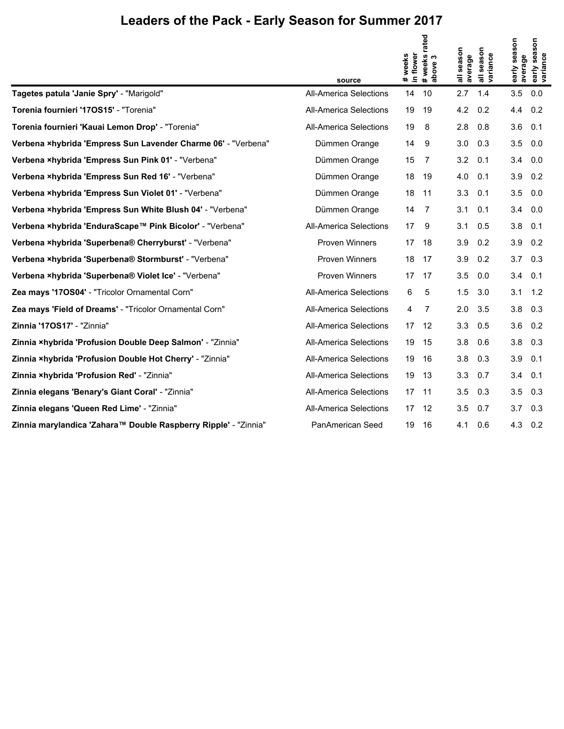# Leaders of the Pack - Early Season for Summer 2017

| | source | # weeks in flower | # weeks rated above 3 | all season average | all season variance | early season average | early season variance |
|---|---|---|---|---|---|---|---|
| **Tagetes patula 'Janie Spry'** - "Marigold" | All-America Selections | 14 | 10 | 2.7 | 1.4 | 3.5 | 0.0 |
| **Torenia fournieri '17OS15'** - "Torenia" | All-America Selections | 19 | 19 | 4.2 | 0.2 | 4.4 | 0.2 |
| **Torenia fournieri 'Kauai Lemon Drop'** - "Torenia" | All-America Selections | 19 | 8 | 2.8 | 0.8 | 3.6 | 0.1 |
| **Verbena ×hybrida 'Empress Sun Lavender Charme 06'** - "Verbena" | Dümmen Orange | 14 | 9 | 3.0 | 0.3 | 3.5 | 0.0 |
| **Verbena ×hybrida 'Empress Sun Pink 01'** - "Verbena" | Dümmen Orange | 15 | 7 | 3.2 | 0.1 | 3.4 | 0.0 |
| **Verbena ×hybrida 'Empress Sun Red 16'** - "Verbena" | Dümmen Orange | 18 | 19 | 4.0 | 0.1 | 3.9 | 0.2 |
| **Verbena ×hybrida 'Empress Sun Violet 01'** - "Verbena" | Dümmen Orange | 18 | 11 | 3.3 | 0.1 | 3.5 | 0.0 |
| **Verbena ×hybrida 'Empress Sun White Blush 04'** - "Verbena" | Dümmen Orange | 14 | 7 | 3.1 | 0.1 | 3.4 | 0.0 |
| **Verbena ×hybrida 'EnduraScape™ Pink Bicolor'** - "Verbena" | All-America Selections | 17 | 9 | 3.1 | 0.5 | 3.8 | 0.1 |
| **Verbena ×hybrida 'Superbena® Cherryburst'** - "Verbena" | Proven Winners | 17 | 18 | 3.9 | 0.2 | 3.9 | 0.2 |
| **Verbena ×hybrida 'Superbena® Stormburst'** - "Verbena" | Proven Winners | 18 | 17 | 3.9 | 0.2 | 3.7 | 0.3 |
| **Verbena ×hybrida 'Superbena® Violet Ice'** - "Verbena" | Proven Winners | 17 | 17 | 3.5 | 0.0 | 3.4 | 0.1 |
| **Zea mays '17OS04'** - "Tricolor Ornamental Corn" | All-America Selections | 6 | 5 | 1.5 | 3.0 | 3.1 | 1.2 |
| **Zea mays 'Field of Dreams'** - "Tricolor Ornamental Corn" | All-America Selections | 4 | 7 | 2.0 | 3.5 | 3.8 | 0.3 |
| **Zinnia '17OS17'** - "Zinnia" | All-America Selections | 17 | 12 | 3.3 | 0.5 | 3.6 | 0.2 |
| **Zinnia ×hybrida 'Profusion Double Deep Salmon'** - "Zinnia" | All-America Selections | 19 | 15 | 3.8 | 0.6 | 3.8 | 0.3 |
| **Zinnia ×hybrida 'Profusion Double Hot Cherry'** - "Zinnia" | All-America Selections | 19 | 16 | 3.8 | 0.3 | 3.9 | 0.1 |
| **Zinnia ×hybrida 'Profusion Red'** - "Zinnia" | All-America Selections | 19 | 13 | 3.3 | 0.7 | 3.4 | 0.1 |
| **Zinnia elegans 'Benary's Giant Coral'** - "Zinnia" | All-America Selections | 17 | 11 | 3.5 | 0.3 | 3.5 | 0.3 |
| **Zinnia elegans 'Queen Red Lime'** - "Zinnia" | All-America Selections | 17 | 12 | 3.5 | 0.7 | 3.7 | 0.3 |
| **Zinnia marylandica 'Zahara™ Double Raspberry Ripple'** - "Zinnia" | PanAmerican Seed | 19 | 16 | 4.1 | 0.6 | 4.3 | 0.2 |